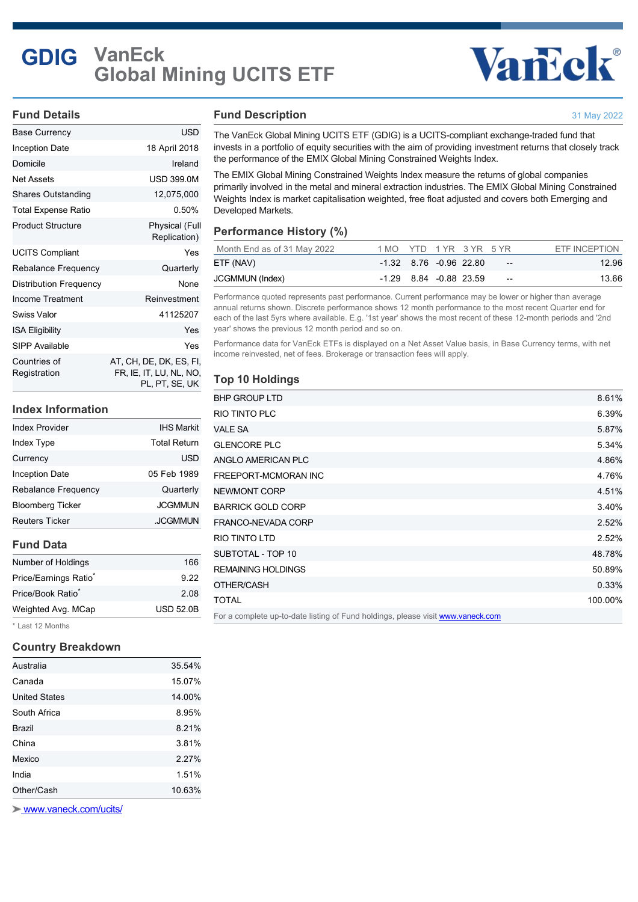# GDIG VanEck Global Mining UCITS ETF

## Fund Details

| | |
|---|---|
| Base Currency | USD |
| Inception Date | 18 April 2018 |
| Domicile | Ireland |
| Net Assets | USD 399.0M |
| Shares Outstanding | 12,075,000 |
| Total Expense Ratio | 0.50% |
| Product Structure | Physical (Full Replication) |
| UCITS Compliant | Yes |
| Rebalance Frequency | Quarterly |
| Distribution Frequency | None |
| Income Treatment | Reinvestment |
| Swiss Valor | 41125207 |
| ISA Eligibility | Yes |
| SIPP Available | Yes |
| Countries of Registration | AT, CH, DE, DK, ES, FI, FR, IE, IT, LU, NL, NO, PL, PT, SE, UK |

## Index Information

| | |
|---|---|
| Index Provider | IHS Markit |
| Index Type | Total Return |
| Currency | USD |
| Inception Date | 05 Feb 1989 |
| Rebalance Frequency | Quarterly |
| Bloomberg Ticker | JCGMMUN |
| Reuters Ticker | .JCGMMUN |

## Fund Data

| | |
|---|---|
| Number of Holdings | 166 |
| Price/Earnings Ratio* | 9.22 |
| Price/Book Ratio* | 2.08 |
| Weighted Avg. MCap | USD 52.0B |

* Last 12 Months

## Country Breakdown

| | |
|---|---|
| Australia | 35.54% |
| Canada | 15.07% |
| United States | 14.00% |
| South Africa | 8.95% |
| Brazil | 8.21% |
| China | 3.81% |
| Mexico | 2.27% |
| India | 1.51% |
| Other/Cash | 10.63% |

[www.vaneck.com/ucits/](www.vaneck.com/ucits/)

## Fund Description

31 May 2022

The VanEck Global Mining UCITS ETF (GDIG) is a UCITS-compliant exchange-traded fund that invests in a portfolio of equity securities with the aim of providing investment returns that closely track the performance of the EMIX Global Mining Constrained Weights Index.

The EMIX Global Mining Constrained Weights Index measure the returns of global companies primarily involved in the metal and mineral extraction industries. The EMIX Global Mining Constrained Weights Index is market capitalisation weighted, free float adjusted and covers both Emerging and Developed Markets.

## Performance History (%)

| Month End as of 31 May 2022 | 1 MO | YTD | 1 YR | 3 YR | 5 YR | ETF INCEPTION |
|---|---|---|---|---|---|---|
| ETF (NAV) | -1.32 | 8.76 | -0.96 | 22.80 | -- | 12.96 |
| JCGMMUN (Index) | -1.29 | 8.84 | -0.88 | 23.59 | -- | 13.66 |

Performance quoted represents past performance. Current performance may be lower or higher than average annual returns shown. Discrete performance shows 12 month performance to the most recent Quarter end for each of the last 5yrs where available. E.g. '1st year' shows the most recent of these 12-month periods and '2nd year' shows the previous 12 month period and so on.

Performance data for VanEck ETFs is displayed on a Net Asset Value basis, in Base Currency terms, with net income reinvested, net of fees. Brokerage or transaction fees will apply.

## Top 10 Holdings

| | |
|---|---|
| BHP GROUP LTD | 8.61% |
| RIO TINTO PLC | 6.39% |
| VALE SA | 5.87% |
| GLENCORE PLC | 5.34% |
| ANGLO AMERICAN PLC | 4.86% |
| FREEPORT-MCMORAN INC | 4.76% |
| NEWMONT CORP | 4.51% |
| BARRICK GOLD CORP | 3.40% |
| FRANCO-NEVADA CORP | 2.52% |
| RIO TINTO LTD | 2.52% |
| SUBTOTAL - TOP 10 | 48.78% |
| REMAINING HOLDINGS | 50.89% |
| OTHER/CASH | 0.33% |
| TOTAL | 100.00% |

For a complete up-to-date listing of Fund holdings, please visit [www.vaneck.com](www.vaneck.com)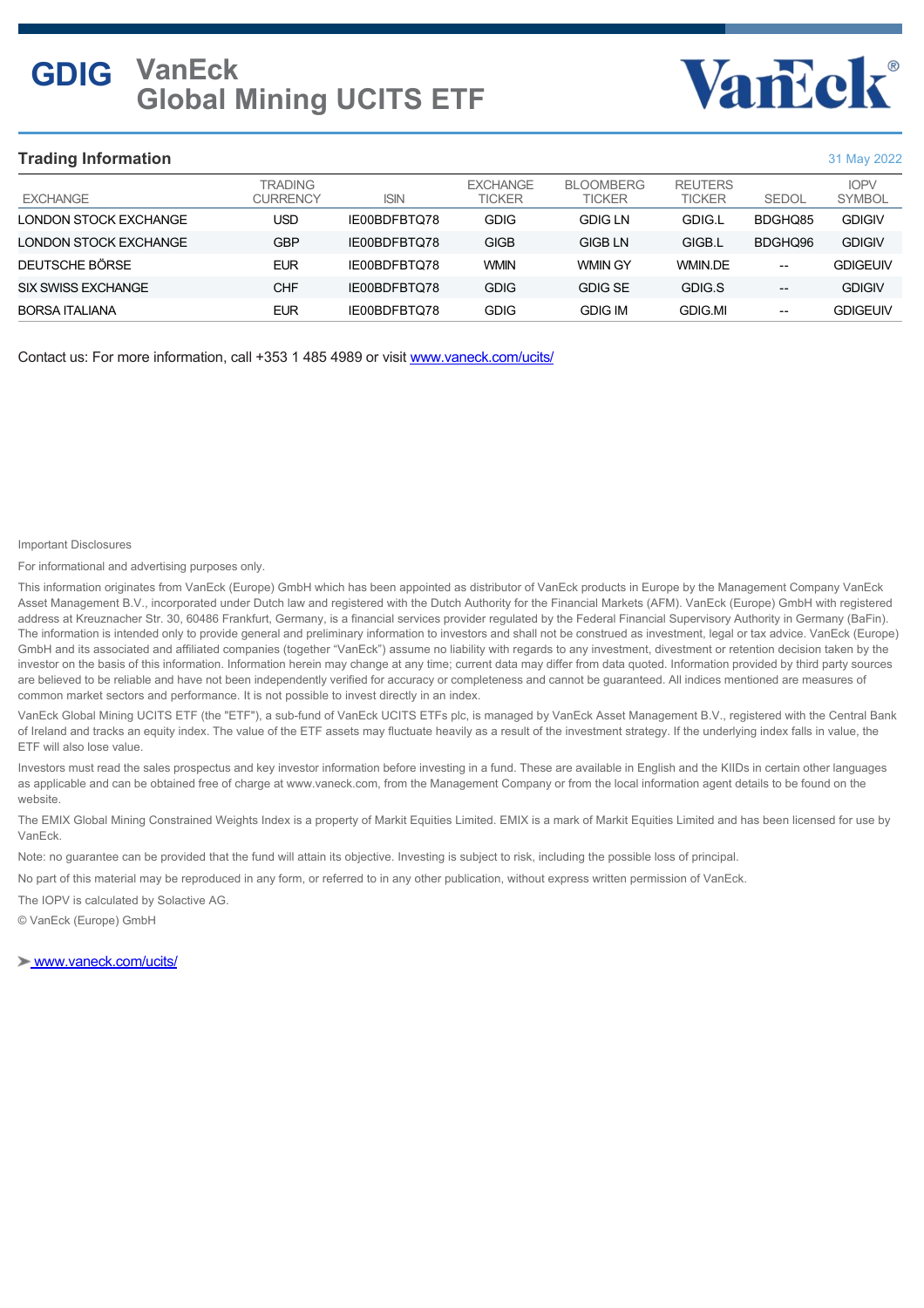# GDIG VanEck Global Mining UCITS ETF

## Trading Information

31 May 2022

| EXCHANGE | TRADING CURRENCY | ISIN | EXCHANGE TICKER | BLOOMBERG TICKER | REUTERS TICKER | SEDOL | IOPV SYMBOL |
|---|---|---|---|---|---|---|---|
| LONDON STOCK EXCHANGE | USD | IE00BDFBTQ78 | GDIG | GDIG LN | GDIG.L | BDGHQ85 | GDIGIV |
| LONDON STOCK EXCHANGE | GBP | IE00BDFBTQ78 | GIGB | GIGB LN | GIGB.L | BDGHQ96 | GDIGIV |
| DEUTSCHE BÖRSE | EUR | IE00BDFBTQ78 | WMIN | WMIN GY | WMIN.DE | -- | GDIGEUIV |
| SIX SWISS EXCHANGE | CHF | IE00BDFBTQ78 | GDIG | GDIG SE | GDIG.S | -- | GDIGIV |
| BORSA ITALIANA | EUR | IE00BDFBTQ78 | GDIG | GDIG IM | GDIG.MI | -- | GDIGEUIV |

Contact us: For more information, call +353 1 485 4989 or visit www.vaneck.com/ucits/

Important Disclosures

For informational and advertising purposes only.

This information originates from VanEck (Europe) GmbH which has been appointed as distributor of VanEck products in Europe by the Management Company VanEck Asset Management B.V., incorporated under Dutch law and registered with the Dutch Authority for the Financial Markets (AFM). VanEck (Europe) GmbH with registered address at Kreuznacher Str. 30, 60486 Frankfurt, Germany, is a financial services provider regulated by the Federal Financial Supervisory Authority in Germany (BaFin). The information is intended only to provide general and preliminary information to investors and shall not be construed as investment, legal or tax advice. VanEck (Europe) GmbH and its associated and affiliated companies (together "VanEck") assume no liability with regards to any investment, divestment or retention decision taken by the investor on the basis of this information. Information herein may change at any time; current data may differ from data quoted. Information provided by third party sources are believed to be reliable and have not been independently verified for accuracy or completeness and cannot be guaranteed. All indices mentioned are measures of common market sectors and performance. It is not possible to invest directly in an index.

VanEck Global Mining UCITS ETF (the "ETF"), a sub-fund of VanEck UCITS ETFs plc, is managed by VanEck Asset Management B.V., registered with the Central Bank of Ireland and tracks an equity index. The value of the ETF assets may fluctuate heavily as a result of the investment strategy. If the underlying index falls in value, the ETF will also lose value.

Investors must read the sales prospectus and key investor information before investing in a fund. These are available in English and the KIIDs in certain other languages as applicable and can be obtained free of charge at www.vaneck.com, from the Management Company or from the local information agent details to be found on the website.

The EMIX Global Mining Constrained Weights Index is a property of Markit Equities Limited. EMIX is a mark of Markit Equities Limited and has been licensed for use by VanEck.

Note: no guarantee can be provided that the fund will attain its objective. Investing is subject to risk, including the possible loss of principal.

No part of this material may be reproduced in any form, or referred to in any other publication, without express written permission of VanEck.

The IOPV is calculated by Solactive AG.

© VanEck (Europe) GmbH

www.vaneck.com/ucits/